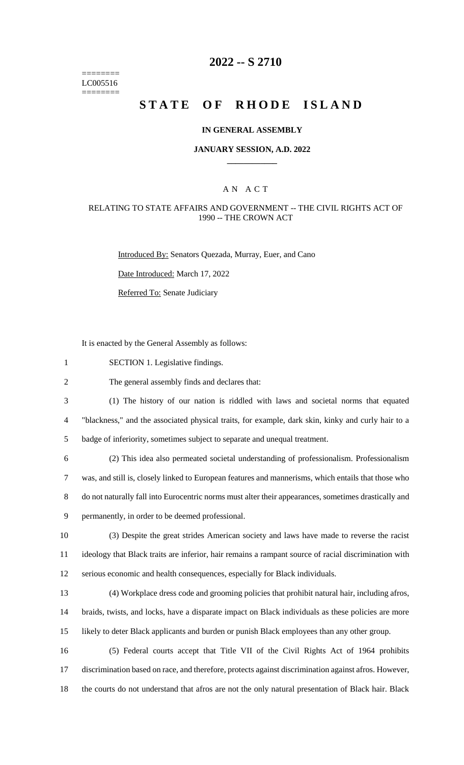======== LC005516 ========

# 2022 -- S 2710

# STATE OF RHODE ISLAND

### IN GENERAL ASSEMBLY

### JANUARY SESSION, A.D. 2022

## A N A C T

RELATING TO STATE AFFAIRS AND GOVERNMENT -- THE CIVIL RIGHTS ACT OF 1990 -- THE CROWN ACT

Introduced By: Senators Quezada, Murray, Euer, and Cano

Date Introduced: March 17, 2022

Referred To: Senate Judiciary

It is enacted by the General Assembly as follows:

1 SECTION 1. Legislative findings.

2 The general assembly finds and declares that:

3 (1) The history of our nation is riddled with laws and societal norms that equated
4 "blackness," and the associated physical traits, for example, dark skin, kinky and curly hair to a
5 badge of inferiority, sometimes subject to separate and unequal treatment.

6 (2) This idea also permeated societal understanding of professionalism. Professionalism
7 was, and still is, closely linked to European features and mannerisms, which entails that those who
8 do not naturally fall into Eurocentric norms must alter their appearances, sometimes drastically and
9 permanently, in order to be deemed professional.

10 (3) Despite the great strides American society and laws have made to reverse the racist
11 ideology that Black traits are inferior, hair remains a rampant source of racial discrimination with
12 serious economic and health consequences, especially for Black individuals.

13 (4) Workplace dress code and grooming policies that prohibit natural hair, including afros,
14 braids, twists, and locks, have a disparate impact on Black individuals as these policies are more
15 likely to deter Black applicants and burden or punish Black employees than any other group.

16 (5) Federal courts accept that Title VII of the Civil Rights Act of 1964 prohibits
17 discrimination based on race, and therefore, protects against discrimination against afros. However,
18 the courts do not understand that afros are not the only natural presentation of Black hair. Black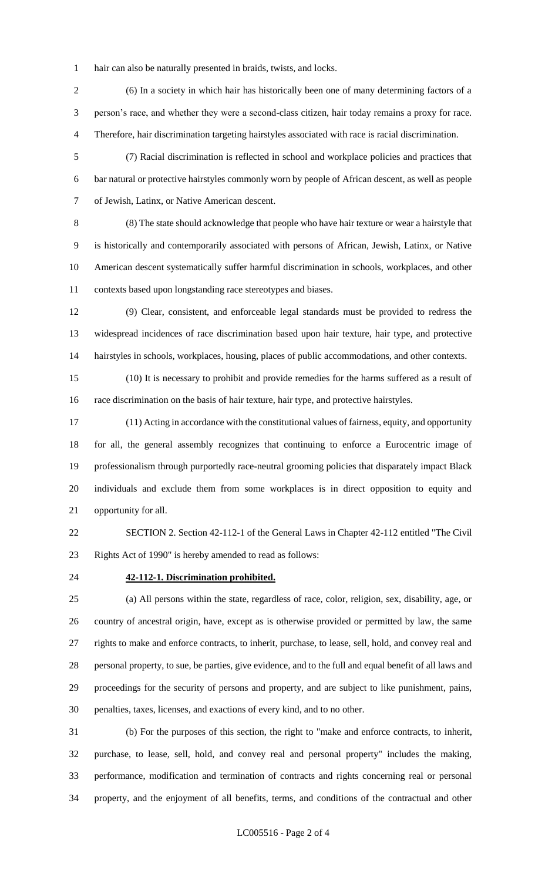hair can also be naturally presented in braids, twists, and locks.

(6) In a society in which hair has historically been one of many determining factors of a person's race, and whether they were a second-class citizen, hair today remains a proxy for race. Therefore, hair discrimination targeting hairstyles associated with race is racial discrimination.

(7) Racial discrimination is reflected in school and workplace policies and practices that bar natural or protective hairstyles commonly worn by people of African descent, as well as people of Jewish, Latinx, or Native American descent.

(8) The state should acknowledge that people who have hair texture or wear a hairstyle that is historically and contemporarily associated with persons of African, Jewish, Latinx, or Native American descent systematically suffer harmful discrimination in schools, workplaces, and other contexts based upon longstanding race stereotypes and biases.

(9) Clear, consistent, and enforceable legal standards must be provided to redress the widespread incidences of race discrimination based upon hair texture, hair type, and protective hairstyles in schools, workplaces, housing, places of public accommodations, and other contexts.

(10) It is necessary to prohibit and provide remedies for the harms suffered as a result of race discrimination on the basis of hair texture, hair type, and protective hairstyles.

(11) Acting in accordance with the constitutional values of fairness, equity, and opportunity for all, the general assembly recognizes that continuing to enforce a Eurocentric image of professionalism through purportedly race-neutral grooming policies that disparately impact Black individuals and exclude them from some workplaces is in direct opposition to equity and opportunity for all.

SECTION 2. Section 42-112-1 of the General Laws in Chapter 42-112 entitled "The Civil Rights Act of 1990" is hereby amended to read as follows:

**42-112-1. Discrimination prohibited.**

(a) All persons within the state, regardless of race, color, religion, sex, disability, age, or country of ancestral origin, have, except as is otherwise provided or permitted by law, the same rights to make and enforce contracts, to inherit, purchase, to lease, sell, hold, and convey real and personal property, to sue, be parties, give evidence, and to the full and equal benefit of all laws and proceedings for the security of persons and property, and are subject to like punishment, pains, penalties, taxes, licenses, and exactions of every kind, and to no other.

(b) For the purposes of this section, the right to "make and enforce contracts, to inherit, purchase, to lease, sell, hold, and convey real and personal property" includes the making, performance, modification and termination of contracts and rights concerning real or personal property, and the enjoyment of all benefits, terms, and conditions of the contractual and other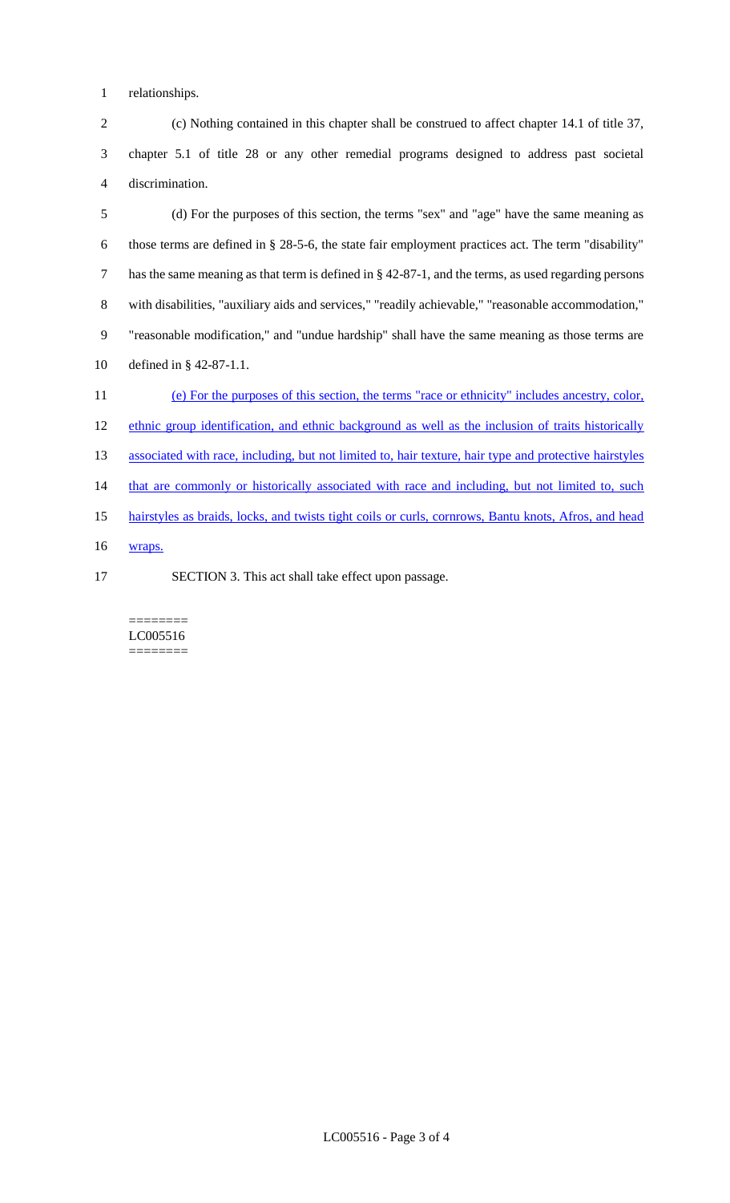relationships.

(c) Nothing contained in this chapter shall be construed to affect chapter 14.1 of title 37, chapter 5.1 of title 28 or any other remedial programs designed to address past societal discrimination.

(d) For the purposes of this section, the terms "sex" and "age" have the same meaning as those terms are defined in § 28-5-6, the state fair employment practices act. The term "disability" has the same meaning as that term is defined in § 42-87-1, and the terms, as used regarding persons with disabilities, "auxiliary aids and services," "readily achievable," "reasonable accommodation," "reasonable modification," and "undue hardship" shall have the same meaning as those terms are defined in § 42-87-1.1.

<u>(e) For the purposes of this section, the terms "race or ethnicity" includes ancestry, color, ethnic group identification, and ethnic background as well as the inclusion of traits historically associated with race, including, but not limited to, hair texture, hair type and protective hairstyles that are commonly or historically associated with race and including, but not limited to, such hairstyles as braids, locks, and twists tight coils or curls, cornrows, Bantu knots, Afros, and head wraps.</u>

SECTION 3. This act shall take effect upon passage.

========
LC005516
========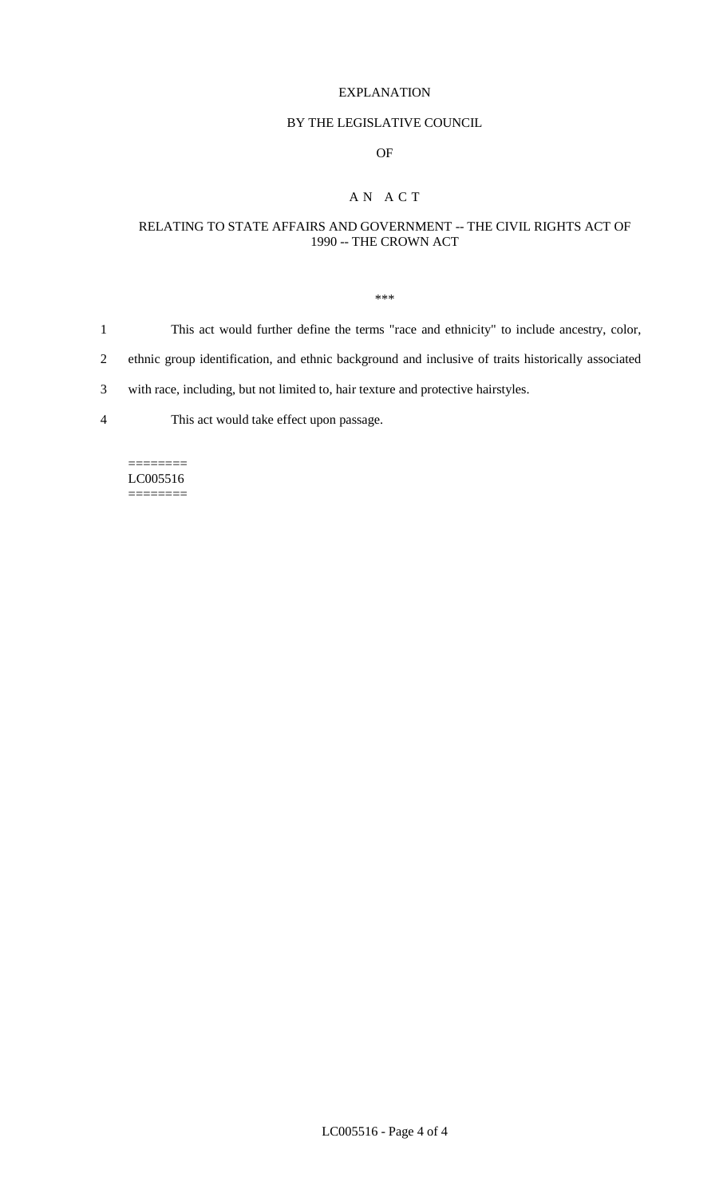EXPLANATION

BY THE LEGISLATIVE COUNCIL

OF

A N A C T

RELATING TO STATE AFFAIRS AND GOVERNMENT -- THE CIVIL RIGHTS ACT OF 1990 -- THE CROWN ACT

\*\*\*

1 This act would further define the terms "race and ethnicity" to include ancestry, color,
2 ethnic group identification, and ethnic background and inclusive of traits historically associated
3 with race, including, but not limited to, hair texture and protective hairstyles.
4 This act would take effect upon passage.

========
LC005516
========